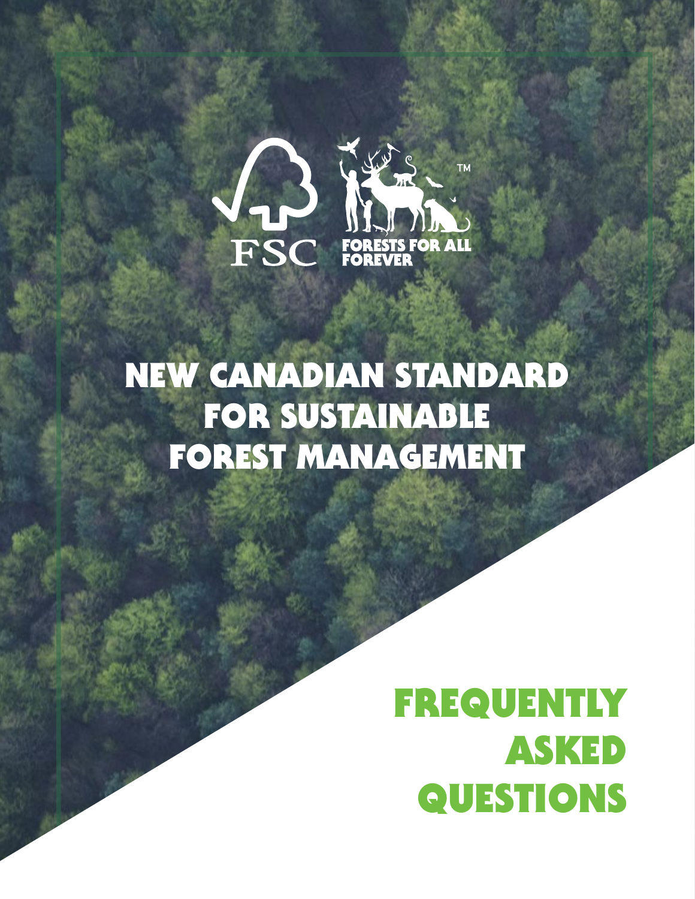FSC

FORESTS FOR ALL FOREVER

# NEW CANADIAN STANDARD FOR SUSTAINABLE FOREST MANAGEMENT

# FREQUENTLY ASKED QUESTIONS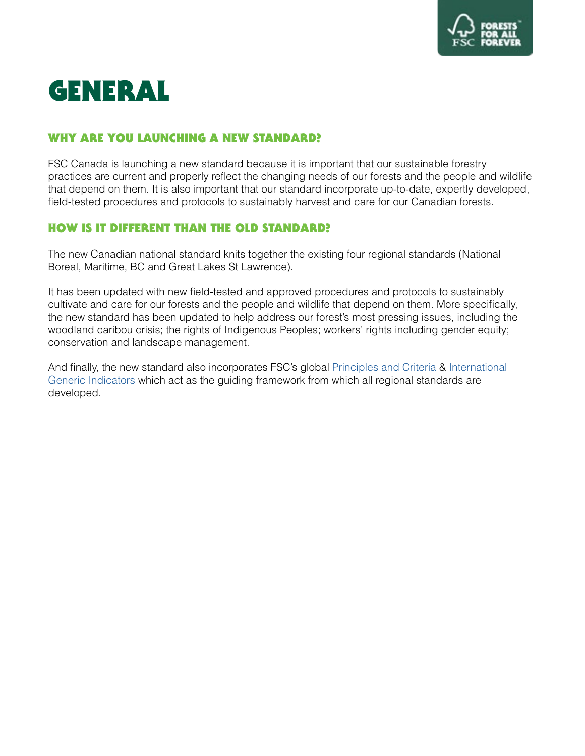# GENERAL

## WHY ARE YOU LAUNCHING A NEW STANDARD?

FSC Canada is launching a new standard because it is important that our sustainable forestry practices are current and properly reflect the changing needs of our forests and the people and wildlife that depend on them. It is also important that our standard incorporate up-to-date, expertly developed, field-tested procedures and protocols to sustainably harvest and care for our Canadian forests.

## HOW IS IT DIFFERENT THAN THE OLD STANDARD?

The new Canadian national standard knits together the existing four regional standards (National Boreal, Maritime, BC and Great Lakes St Lawrence).

It has been updated with new field-tested and approved procedures and protocols to sustainably cultivate and care for our forests and the people and wildlife that depend on them. More specifically, the new standard has been updated to help address our forest's most pressing issues, including the woodland caribou crisis; the rights of Indigenous Peoples; workers' rights including gender equity; conservation and landscape management.

And finally, the new standard also incorporates FSC's global Principles and Criteria & International Generic Indicators which act as the guiding framework from which all regional standards are developed.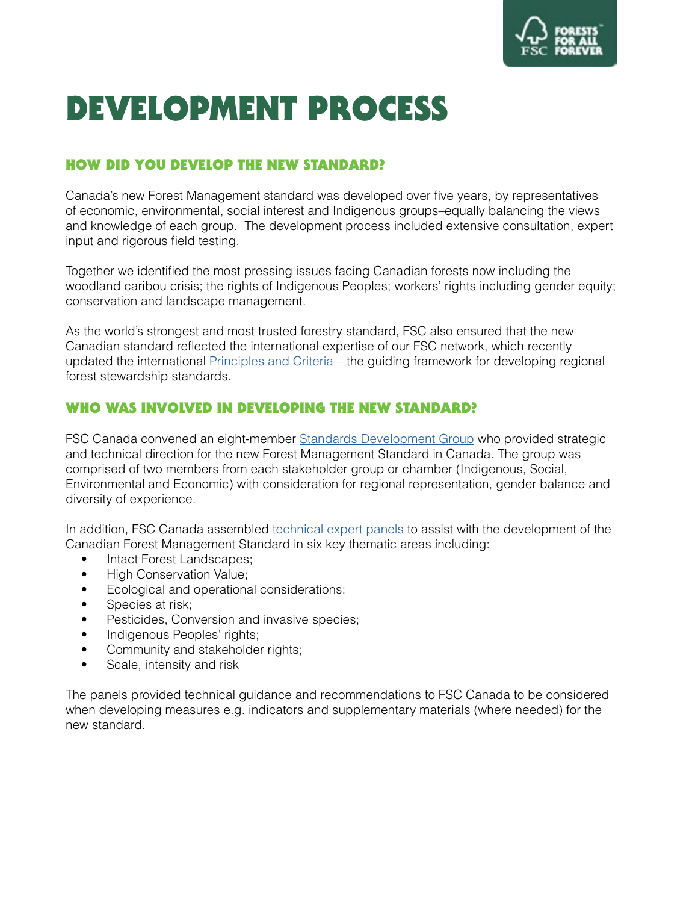# DEVELOPMENT PROCESS

## HOW DID YOU DEVELOP THE NEW STANDARD?

Canada's new Forest Management standard was developed over five years, by representatives of economic, environmental, social interest and Indigenous groups–equally balancing the views and knowledge of each group. The development process included extensive consultation, expert input and rigorous field testing.

Together we identified the most pressing issues facing Canadian forests now including the woodland caribou crisis; the rights of Indigenous Peoples; workers' rights including gender equity; conservation and landscape management.

As the world's strongest and most trusted forestry standard, FSC also ensured that the new Canadian standard reflected the international expertise of our FSC network, which recently updated the international Principles and Criteria – the guiding framework for developing regional forest stewardship standards.

## WHO WAS INVOLVED IN DEVELOPING THE NEW STANDARD?

FSC Canada convened an eight-member Standards Development Group who provided strategic and technical direction for the new Forest Management Standard in Canada. The group was comprised of two members from each stakeholder group or chamber (Indigenous, Social, Environmental and Economic) with consideration for regional representation, gender balance and diversity of experience.

In addition, FSC Canada assembled technical expert panels to assist with the development of the Canadian Forest Management Standard in six key thematic areas including:

- Intact Forest Landscapes;
- High Conservation Value;
- Ecological and operational considerations;
- Species at risk;
- Pesticides, Conversion and invasive species;
- Indigenous Peoples' rights;
- Community and stakeholder rights;
- Scale, intensity and risk

The panels provided technical guidance and recommendations to FSC Canada to be considered when developing measures e.g. indicators and supplementary materials (where needed) for the new standard.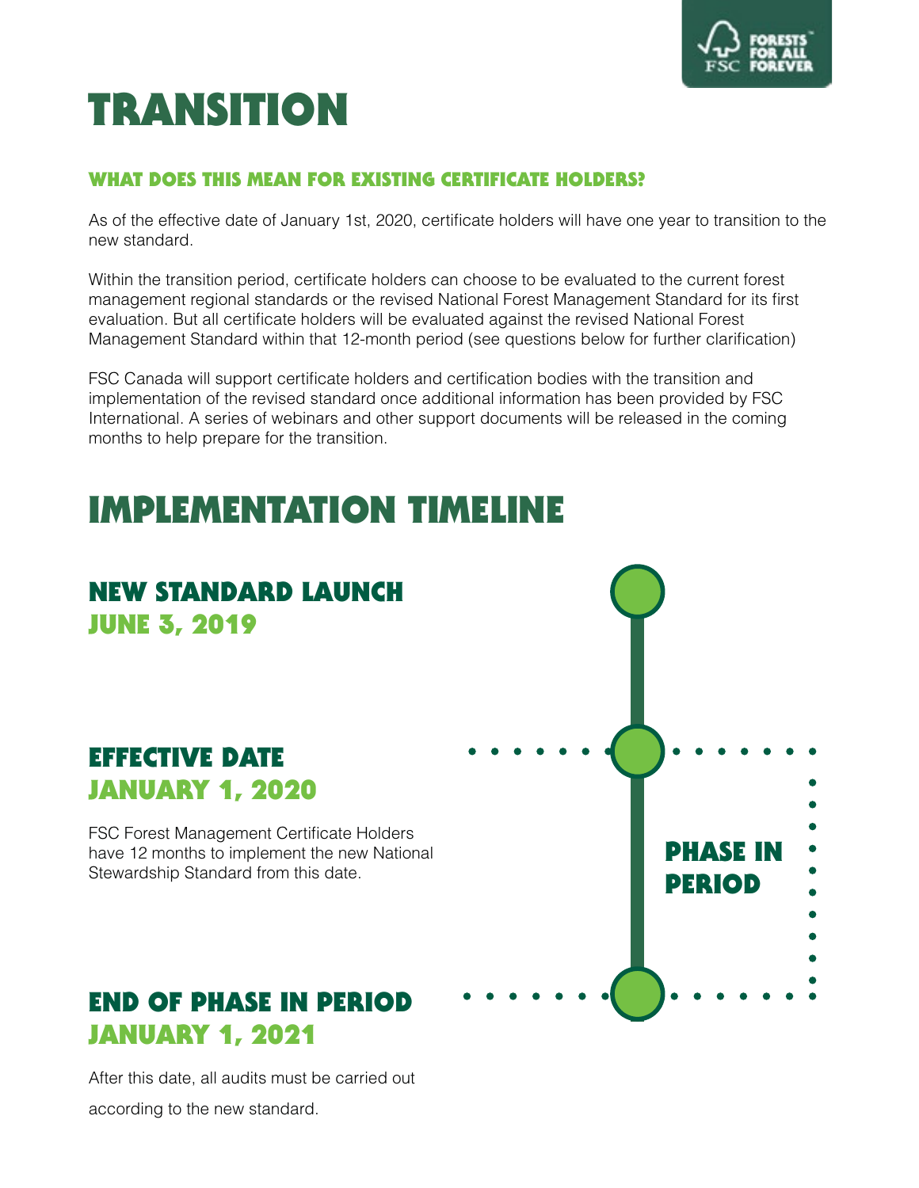# TRANSITION

### WHAT DOES THIS MEAN FOR EXISTING CERTIFICATE HOLDERS?

As of the effective date of January 1st, 2020, certificate holders will have one year to transition to the new standard.

Within the transition period, certificate holders can choose to be evaluated to the current forest management regional standards or the revised National Forest Management Standard for its first evaluation. But all certificate holders will be evaluated against the revised National Forest Management Standard within that 12-month period (see questions below for further clarification)

FSC Canada will support certificate holders and certification bodies with the transition and implementation of the revised standard once additional information has been provided by FSC International. A series of webinars and other support documents will be released in the coming months to help prepare for the transition.

# IMPLEMENTATION TIMELINE

## NEW STANDARD LAUNCH
## JUNE 3, 2019

## EFFECTIVE DATE
## JANUARY 1, 2020

FSC Forest Management Certificate Holders have 12 months to implement the new National Stewardship Standard from this date.

PHASE IN PERIOD

## END OF PHASE IN PERIOD
## JANUARY 1, 2021

After this date, all audits must be carried out according to the new standard.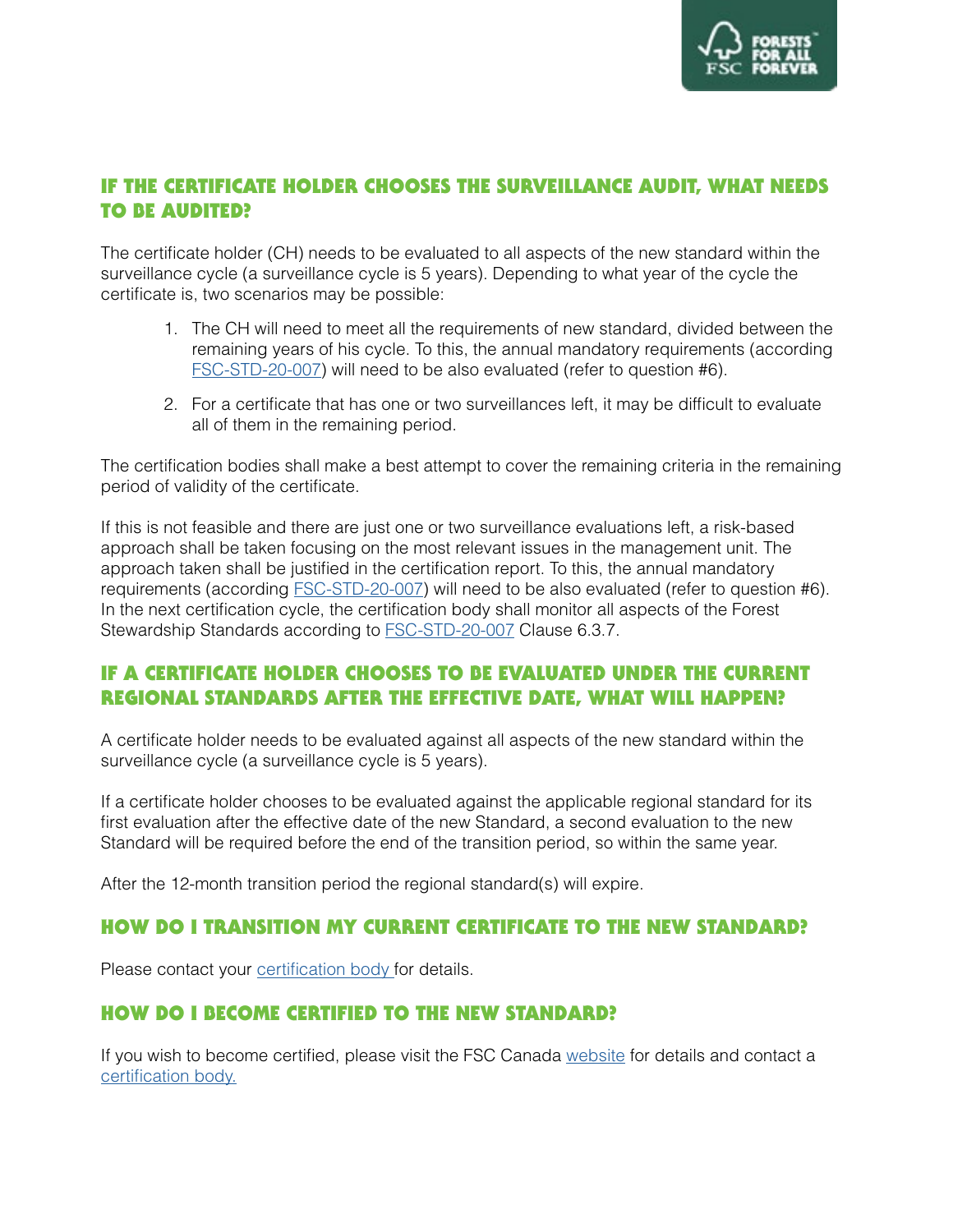## IF THE CERTIFICATE HOLDER CHOOSES THE SURVEILLANCE AUDIT, WHAT NEEDS TO BE AUDITED?

The certificate holder (CH) needs to be evaluated to all aspects of the new standard within the surveillance cycle (a surveillance cycle is 5 years). Depending to what year of the cycle the certificate is, two scenarios may be possible:

1. The CH will need to meet all the requirements of new standard, divided between the remaining years of his cycle. To this, the annual mandatory requirements (according FSC-STD-20-007) will need to be also evaluated (refer to question #6).
2. For a certificate that has one or two surveillances left, it may be difficult to evaluate all of them in the remaining period.

The certification bodies shall make a best attempt to cover the remaining criteria in the remaining period of validity of the certificate.

If this is not feasible and there are just one or two surveillance evaluations left, a risk-based approach shall be taken focusing on the most relevant issues in the management unit. The approach taken shall be justified in the certification report. To this, the annual mandatory requirements (according FSC-STD-20-007) will need to be also evaluated (refer to question #6). In the next certification cycle, the certification body shall monitor all aspects of the Forest Stewardship Standards according to FSC-STD-20-007 Clause 6.3.7.

## IF A CERTIFICATE HOLDER CHOOSES TO BE EVALUATED UNDER THE CURRENT REGIONAL STANDARDS AFTER THE EFFECTIVE DATE, WHAT WILL HAPPEN?

A certificate holder needs to be evaluated against all aspects of the new standard within the surveillance cycle (a surveillance cycle is 5 years).

If a certificate holder chooses to be evaluated against the applicable regional standard for its first evaluation after the effective date of the new Standard, a second evaluation to the new Standard will be required before the end of the transition period, so within the same year.

After the 12-month transition period the regional standard(s) will expire.

## HOW DO I TRANSITION MY CURRENT CERTIFICATE TO THE NEW STANDARD?

Please contact your certification body for details.

## HOW DO I BECOME CERTIFIED TO THE NEW STANDARD?

If you wish to become certified, please visit the FSC Canada website for details and contact a certification body.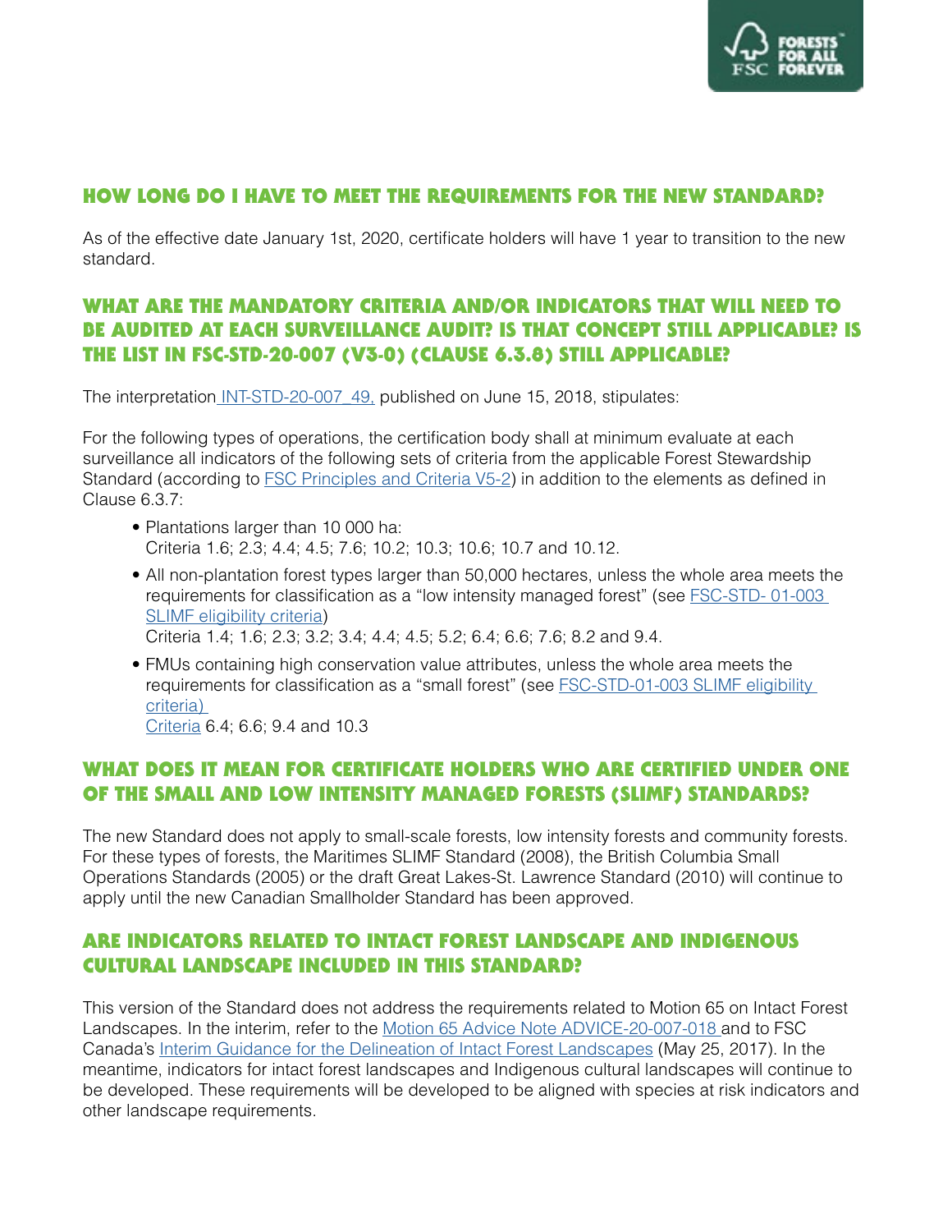## HOW LONG DO I HAVE TO MEET THE REQUIREMENTS FOR THE NEW STANDARD?

As of the effective date January 1st, 2020, certificate holders will have 1 year to transition to the new standard.

## WHAT ARE THE MANDATORY CRITERIA AND/OR INDICATORS THAT WILL NEED TO BE AUDITED AT EACH SURVEILLANCE AUDIT? IS THAT CONCEPT STILL APPLICABLE? IS THE LIST IN FSC-STD-20-007 (V3-0) (CLAUSE 6.3.8) STILL APPLICABLE?

The interpretation INT-STD-20-007_49, published on June 15, 2018, stipulates:

For the following types of operations, the certification body shall at minimum evaluate at each surveillance all indicators of the following sets of criteria from the applicable Forest Stewardship Standard (according to FSC Principles and Criteria V5-2) in addition to the elements as defined in Clause 6.3.7:

- Plantations larger than 10 000 ha:
  Criteria 1.6; 2.3; 4.4; 4.5; 7.6; 10.2; 10.3; 10.6; 10.7 and 10.12.
- All non-plantation forest types larger than 50,000 hectares, unless the whole area meets the requirements for classification as a "low intensity managed forest" (see FSC-STD- 01-003 SLIMF eligibility criteria)
  Criteria 1.4; 1.6; 2.3; 3.2; 3.4; 4.4; 4.5; 5.2; 6.4; 6.6; 7.6; 8.2 and 9.4.
- FMUs containing high conservation value attributes, unless the whole area meets the requirements for classification as a "small forest" (see FSC-STD-01-003 SLIMF eligibility criteria)
  Criteria 6.4; 6.6; 9.4 and 10.3

## WHAT DOES IT MEAN FOR CERTIFICATE HOLDERS WHO ARE CERTIFIED UNDER ONE OF THE SMALL AND LOW INTENSITY MANAGED FORESTS (SLIMF) STANDARDS?

The new Standard does not apply to small-scale forests, low intensity forests and community forests. For these types of forests, the Maritimes SLIMF Standard (2008), the British Columbia Small Operations Standards (2005) or the draft Great Lakes-St. Lawrence Standard (2010) will continue to apply until the new Canadian Smallholder Standard has been approved.

## ARE INDICATORS RELATED TO INTACT FOREST LANDSCAPE AND INDIGENOUS CULTURAL LANDSCAPE INCLUDED IN THIS STANDARD?

This version of the Standard does not address the requirements related to Motion 65 on Intact Forest Landscapes. In the interim, refer to the Motion 65 Advice Note ADVICE-20-007-018 and to FSC Canada's Interim Guidance for the Delineation of Intact Forest Landscapes (May 25, 2017). In the meantime, indicators for intact forest landscapes and Indigenous cultural landscapes will continue to be developed. These requirements will be developed to be aligned with species at risk indicators and other landscape requirements.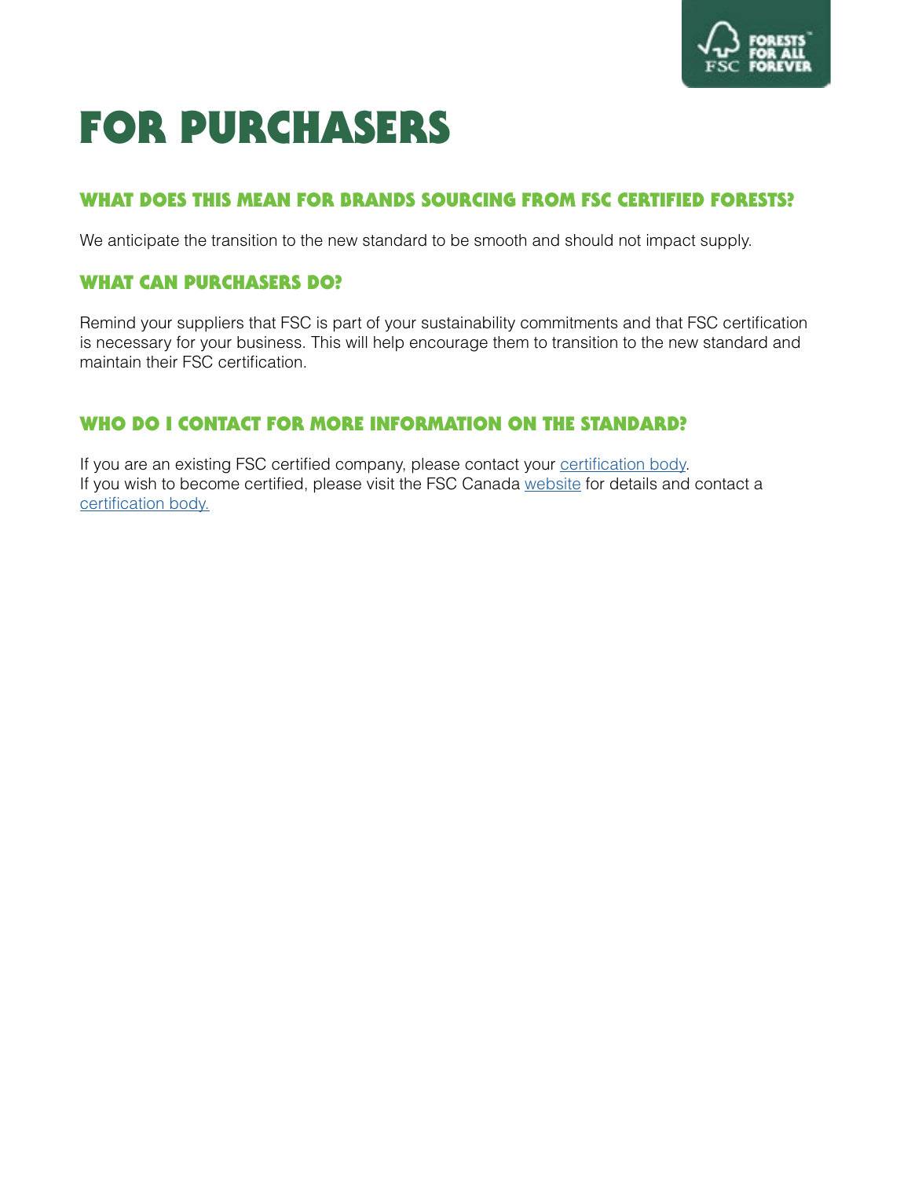# FOR PURCHASERS

## WHAT DOES THIS MEAN FOR BRANDS SOURCING FROM FSC CERTIFIED FORESTS?

We anticipate the transition to the new standard to be smooth and should not impact supply.

## WHAT CAN PURCHASERS DO?

Remind your suppliers that FSC is part of your sustainability commitments and that FSC certification is necessary for your business. This will help encourage them to transition to the new standard and maintain their FSC certification.

## WHO DO I CONTACT FOR MORE INFORMATION ON THE STANDARD?

If you are an existing FSC certified company, please contact your certification body.
If you wish to become certified, please visit the FSC Canada website for details and contact a certification body.